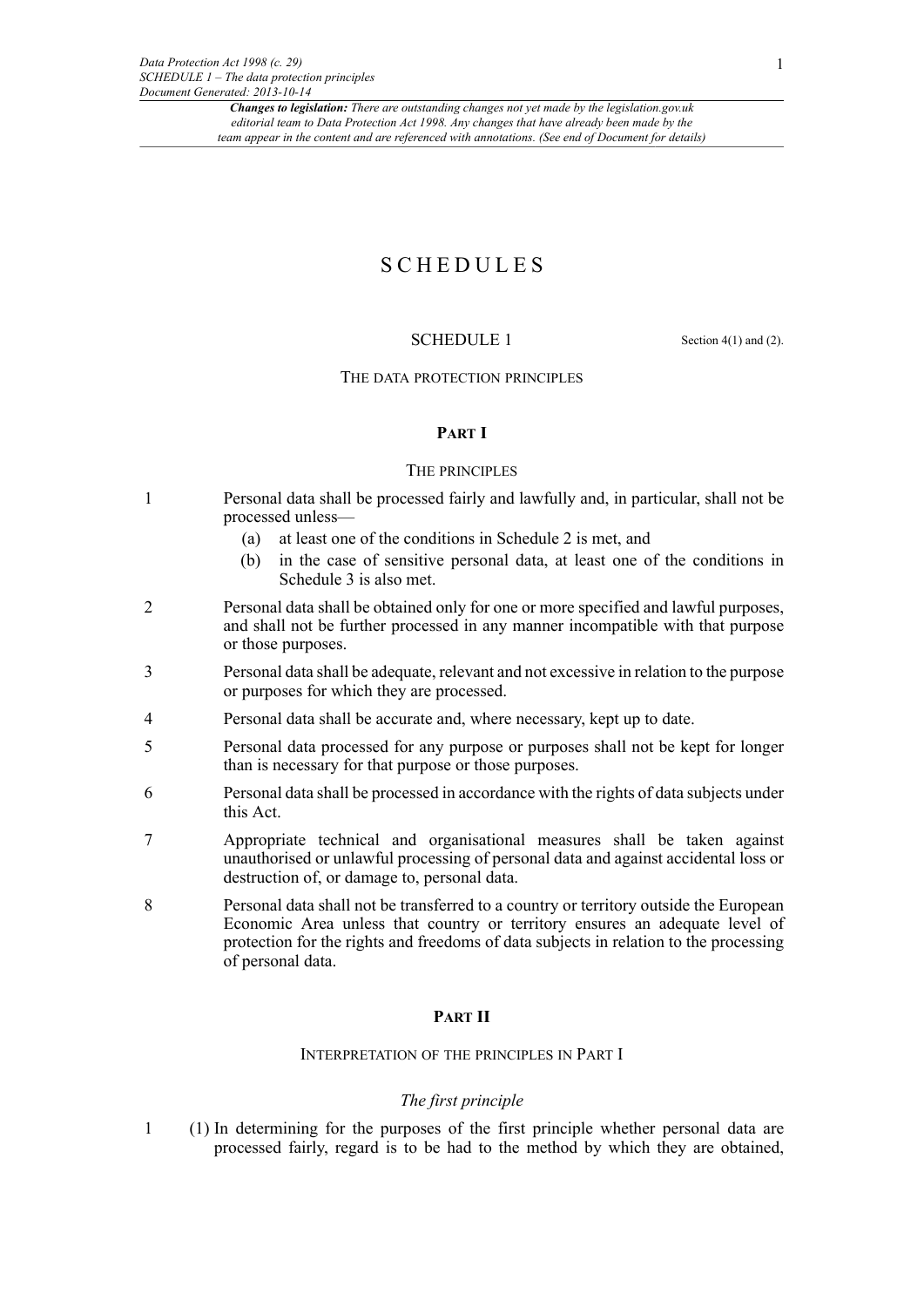# SCHEDULES

## SCHEDULE 1

Section 4(1) and (2).

### THE DATA PROTECTION PRINCIPLES

#### PART I

##### THE PRINCIPLES

1 Personal data shall be processed fairly and lawfully and, in particular, shall not be processed unless—

(a) at least one of the conditions in Schedule 2 is met, and

(b) in the case of sensitive personal data, at least one of the conditions in Schedule 3 is also met.

2 Personal data shall be obtained only for one or more specified and lawful purposes, and shall not be further processed in any manner incompatible with that purpose or those purposes.

3 Personal data shall be adequate, relevant and not excessive in relation to the purpose or purposes for which they are processed.

4 Personal data shall be accurate and, where necessary, kept up to date.

5 Personal data processed for any purpose or purposes shall not be kept for longer than is necessary for that purpose or those purposes.

6 Personal data shall be processed in accordance with the rights of data subjects under this Act.

7 Appropriate technical and organisational measures shall be taken against unauthorised or unlawful processing of personal data and against accidental loss or destruction of, or damage to, personal data.

8 Personal data shall not be transferred to a country or territory outside the European Economic Area unless that country or territory ensures an adequate level of protection for the rights and freedoms of data subjects in relation to the processing of personal data.

#### PART II

##### INTERPRETATION OF THE PRINCIPLES IN PART I

*The first principle*

1 (1) In determining for the purposes of the first principle whether personal data are processed fairly, regard is to be had to the method by which they are obtained,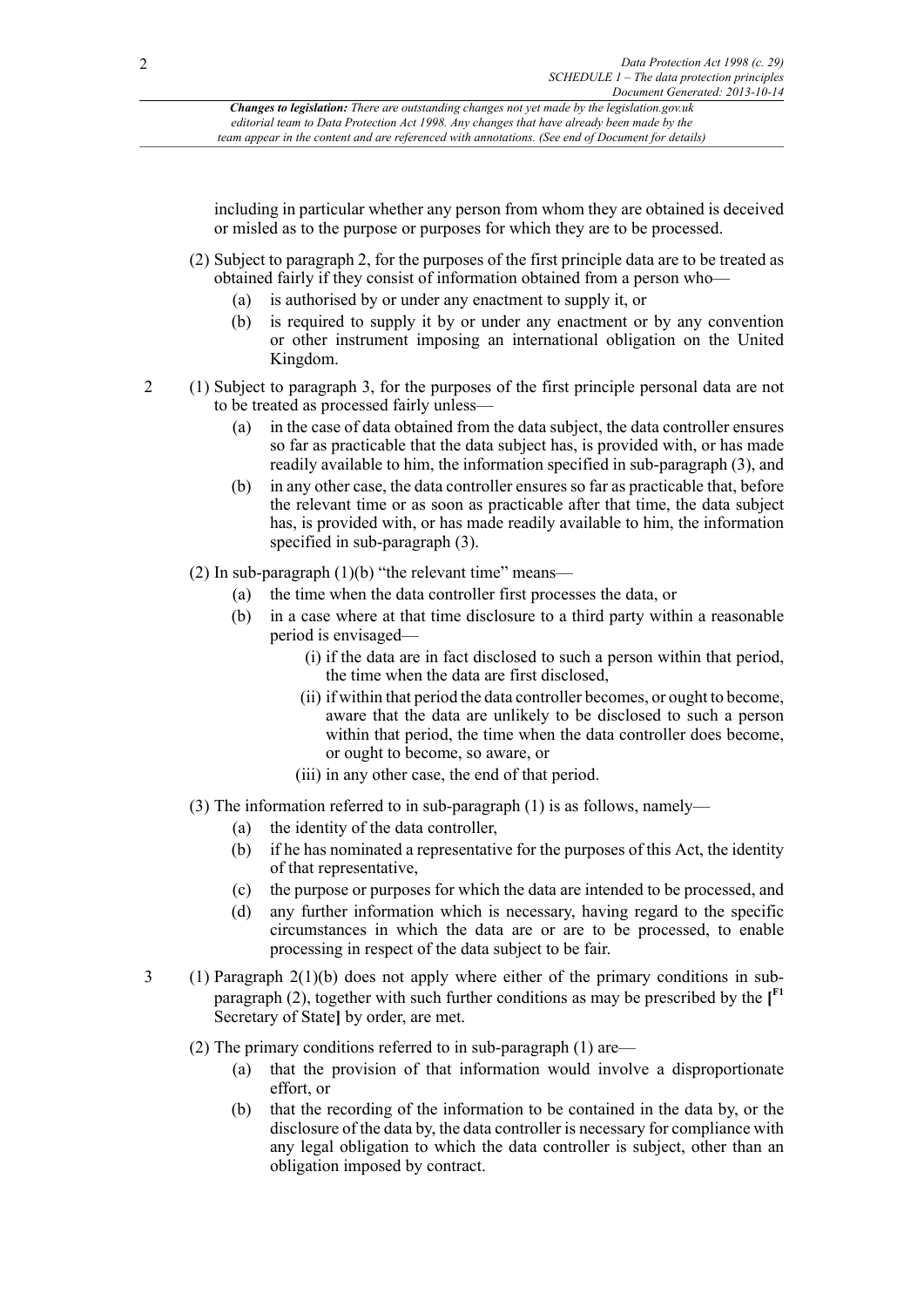including in particular whether any person from whom they are obtained is deceived or misled as to the purpose or purposes for which they are to be processed.

(2) Subject to paragraph 2, for the purposes of the first principle data are to be treated as obtained fairly if they consist of information obtained from a person who—

(a) is authorised by or under any enactment to supply it, or

(b) is required to supply it by or under any enactment or by any convention or other instrument imposing an international obligation on the United Kingdom.

2 (1) Subject to paragraph 3, for the purposes of the first principle personal data are not to be treated as processed fairly unless—

(a) in the case of data obtained from the data subject, the data controller ensures so far as practicable that the data subject has, is provided with, or has made readily available to him, the information specified in sub-paragraph (3), and

(b) in any other case, the data controller ensures so far as practicable that, before the relevant time or as soon as practicable after that time, the data subject has, is provided with, or has made readily available to him, the information specified in sub-paragraph (3).

(2) In sub-paragraph (1)(b) "the relevant time" means—

(a) the time when the data controller first processes the data, or

(b) in a case where at that time disclosure to a third party within a reasonable period is envisaged—

(i) if the data are in fact disclosed to such a person within that period, the time when the data are first disclosed,

(ii) if within that period the data controller becomes, or ought to become, aware that the data are unlikely to be disclosed to such a person within that period, the time when the data controller does become, or ought to become, so aware, or

(iii) in any other case, the end of that period.

(3) The information referred to in sub-paragraph (1) is as follows, namely—

(a) the identity of the data controller,

(b) if he has nominated a representative for the purposes of this Act, the identity of that representative,

(c) the purpose or purposes for which the data are intended to be processed, and

(d) any further information which is necessary, having regard to the specific circumstances in which the data are or are to be processed, to enable processing in respect of the data subject to be fair.

3 (1) Paragraph 2(1)(b) does not apply where either of the primary conditions in sub-paragraph (2), together with such further conditions as may be prescribed by the [F1 Secretary of State] by order, are met.

(2) The primary conditions referred to in sub-paragraph (1) are—

(a) that the provision of that information would involve a disproportionate effort, or

(b) that the recording of the information to be contained in the data by, or the disclosure of the data by, the data controller is necessary for compliance with any legal obligation to which the data controller is subject, other than an obligation imposed by contract.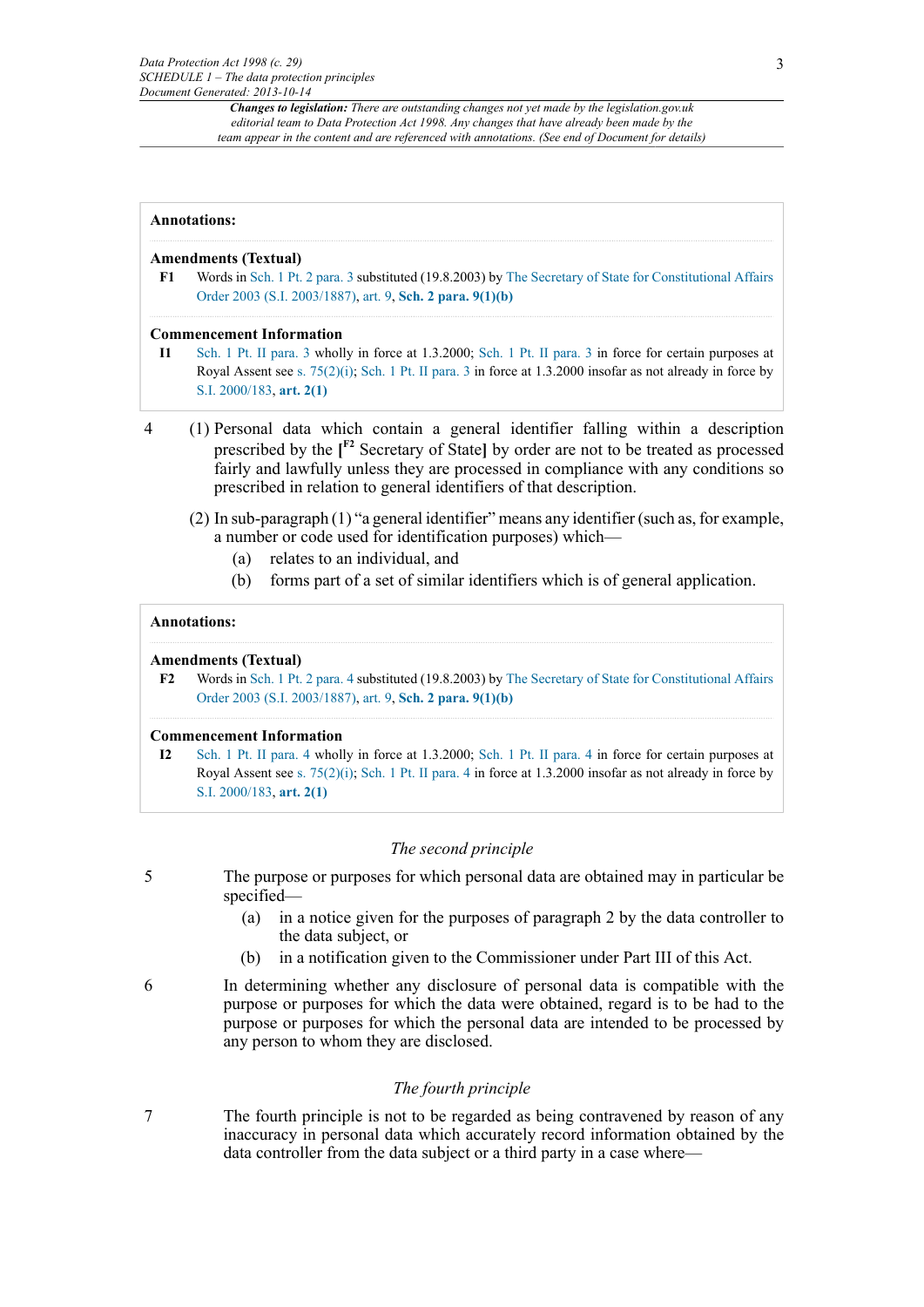*Changes to legislation: There are outstanding changes not yet made by the legislation.gov.uk editorial team to Data Protection Act 1998. Any changes that have already been made by the team appear in the content and are referenced with annotations. (See end of Document for details)*

---

**Annotations:**

**Amendments (Textual)**

**F1** Words in Sch. 1 Pt. 2 para. 3 substituted (19.8.2003) by The Secretary of State for Constitutional Affairs Order 2003 (S.I. 2003/1887), art. 9, **Sch. 2 para. 9(1)(b)**

**Commencement Information**

**I1** Sch. 1 Pt. II para. 3 wholly in force at 1.3.2000; Sch. 1 Pt. II para. 3 in force for certain purposes at Royal Assent see s. 75(2)(i); Sch. 1 Pt. II para. 3 in force at 1.3.2000 insofar as not already in force by S.I. 2000/183, **art. 2(1)**

---

4 (1) Personal data which contain a general identifier falling within a description prescribed by the [F2 Secretary of State] by order are not to be treated as processed fairly and lawfully unless they are processed in compliance with any conditions so prescribed in relation to general identifiers of that description.

(2) In sub-paragraph (1) "a general identifier" means any identifier (such as, for example, a number or code used for identification purposes) which—

(a) relates to an individual, and

(b) forms part of a set of similar identifiers which is of general application.

---

**Annotations:**

**Amendments (Textual)**

**F2** Words in Sch. 1 Pt. 2 para. 4 substituted (19.8.2003) by The Secretary of State for Constitutional Affairs Order 2003 (S.I. 2003/1887), art. 9, **Sch. 2 para. 9(1)(b)**

**Commencement Information**

**I2** Sch. 1 Pt. II para. 4 wholly in force at 1.3.2000; Sch. 1 Pt. II para. 4 in force for certain purposes at Royal Assent see s. 75(2)(i); Sch. 1 Pt. II para. 4 in force at 1.3.2000 insofar as not already in force by S.I. 2000/183, **art. 2(1)**

---

### *The second principle*

5 The purpose or purposes for which personal data are obtained may in particular be specified—

(a) in a notice given for the purposes of paragraph 2 by the data controller to the data subject, or

(b) in a notification given to the Commissioner under Part III of this Act.

6 In determining whether any disclosure of personal data is compatible with the purpose or purposes for which the data were obtained, regard is to be had to the purpose or purposes for which the personal data are intended to be processed by any person to whom they are disclosed.

### *The fourth principle*

7 The fourth principle is not to be regarded as being contravened by reason of any inaccuracy in personal data which accurately record information obtained by the data controller from the data subject or a third party in a case where—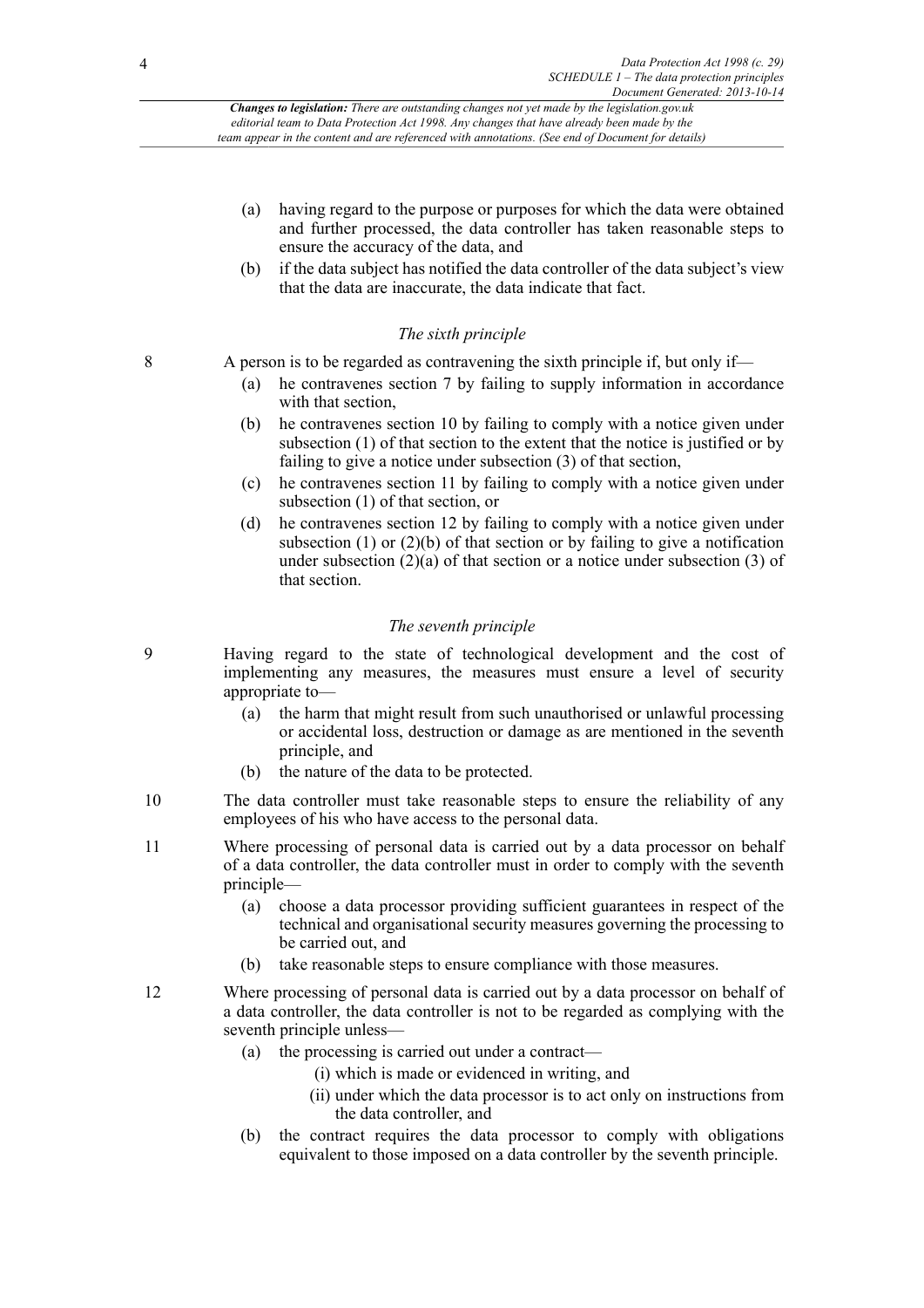(a) having regard to the purpose or purposes for which the data were obtained and further processed, the data controller has taken reasonable steps to ensure the accuracy of the data, and

(b) if the data subject has notified the data controller of the data subject's view that the data are inaccurate, the data indicate that fact.

### *The sixth principle*

8 A person is to be regarded as contravening the sixth principle if, but only if—

(a) he contravenes section 7 by failing to supply information in accordance with that section,

(b) he contravenes section 10 by failing to comply with a notice given under subsection (1) of that section to the extent that the notice is justified or by failing to give a notice under subsection (3) of that section,

(c) he contravenes section 11 by failing to comply with a notice given under subsection (1) of that section, or

(d) he contravenes section 12 by failing to comply with a notice given under subsection (1) or (2)(b) of that section or by failing to give a notification under subsection (2)(a) of that section or a notice under subsection (3) of that section.

### *The seventh principle*

9 Having regard to the state of technological development and the cost of implementing any measures, the measures must ensure a level of security appropriate to—

(a) the harm that might result from such unauthorised or unlawful processing or accidental loss, destruction or damage as are mentioned in the seventh principle, and

(b) the nature of the data to be protected.

10 The data controller must take reasonable steps to ensure the reliability of any employees of his who have access to the personal data.

11 Where processing of personal data is carried out by a data processor on behalf of a data controller, the data controller must in order to comply with the seventh principle—

(a) choose a data processor providing sufficient guarantees in respect of the technical and organisational security measures governing the processing to be carried out, and

(b) take reasonable steps to ensure compliance with those measures.

12 Where processing of personal data is carried out by a data processor on behalf of a data controller, the data controller is not to be regarded as complying with the seventh principle unless—

(a) the processing is carried out under a contract—

(i) which is made or evidenced in writing, and

(ii) under which the data processor is to act only on instructions from the data controller, and

(b) the contract requires the data processor to comply with obligations equivalent to those imposed on a data controller by the seventh principle.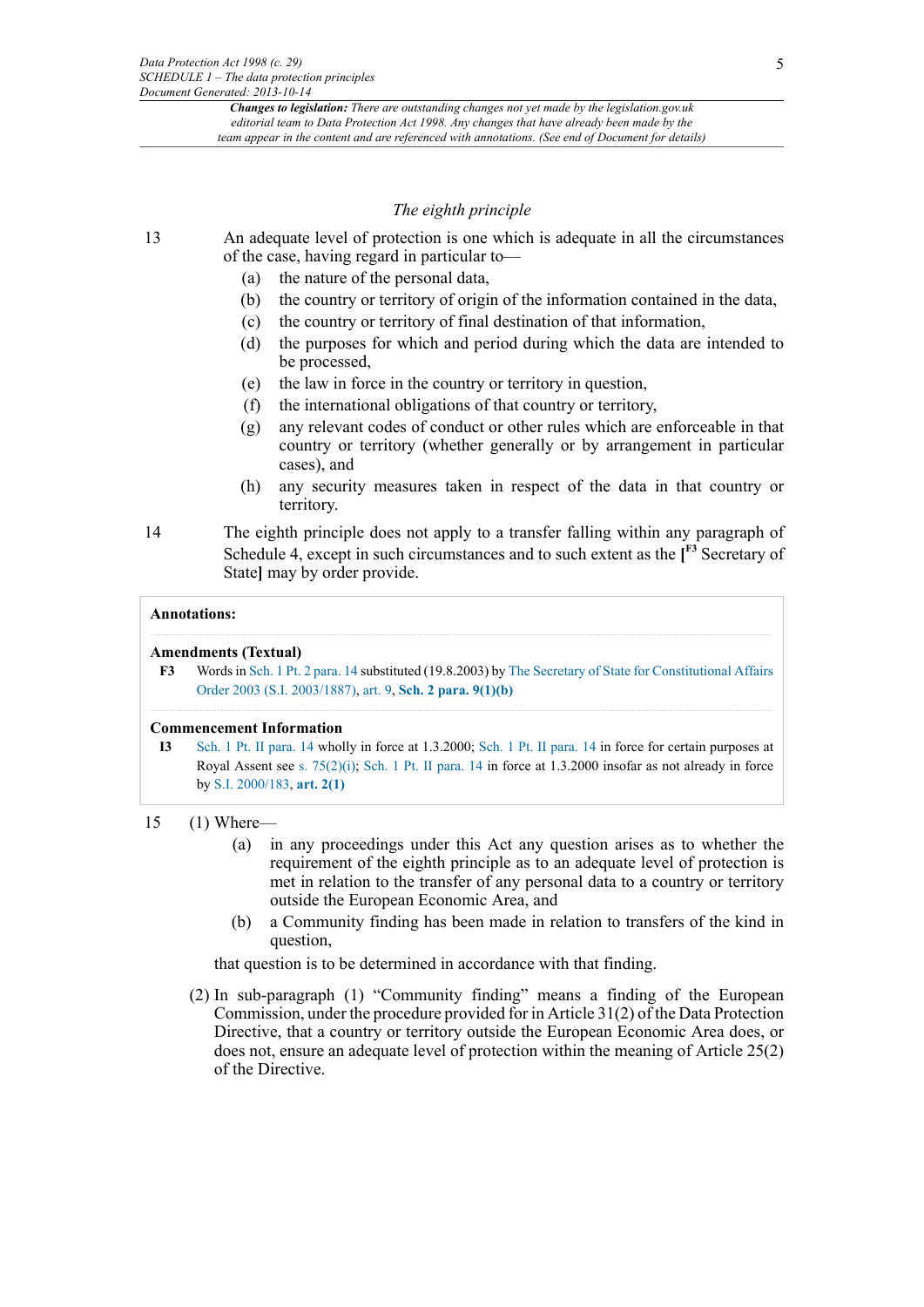*Changes to legislation:* *There are outstanding changes not yet made by the legislation.gov.uk editorial team to Data Protection Act 1998. Any changes that have already been made by the team appear in the content and are referenced with annotations. (See end of Document for details)*

### *The eighth principle*

13 An adequate level of protection is one which is adequate in all the circumstances of the case, having regard in particular to—

- (a) the nature of the personal data,
- (b) the country or territory of origin of the information contained in the data,
- (c) the country or territory of final destination of that information,
- (d) the purposes for which and period during which the data are intended to be processed,
- (e) the law in force in the country or territory in question,
- (f) the international obligations of that country or territory,
- (g) any relevant codes of conduct or other rules which are enforceable in that country or territory (whether generally or by arrangement in particular cases), and
- (h) any security measures taken in respect of the data in that country or territory.

14 The eighth principle does not apply to a transfer falling within any paragraph of Schedule 4, except in such circumstances and to such extent as the **[**[F3] Secretary of State**]** may by order provide.

**Annotations:**

**Amendments (Textual)**

**F3** Words in Sch. 1 Pt. 2 para. 14 substituted (19.8.2003) by The Secretary of State for Constitutional Affairs Order 2003 (S.I. 2003/1887), art. 9, **Sch. 2 para. 9(1)(b)**

**Commencement Information**

**I3** Sch. 1 Pt. II para. 14 wholly in force at 1.3.2000; Sch. 1 Pt. II para. 14 in force for certain purposes at Royal Assent see s. 75(2)(i); Sch. 1 Pt. II para. 14 in force at 1.3.2000 insofar as not already in force by S.I. 2000/183, **art. 2(1)**

15 (1) Where—

- (a) in any proceedings under this Act any question arises as to whether the requirement of the eighth principle as to an adequate level of protection is met in relation to the transfer of any personal data to a country or territory outside the European Economic Area, and
- (b) a Community finding has been made in relation to transfers of the kind in question,

that question is to be determined in accordance with that finding.

(2) In sub-paragraph (1) "Community finding" means a finding of the European Commission, under the procedure provided for in Article 31(2) of the Data Protection Directive, that a country or territory outside the European Economic Area does, or does not, ensure an adequate level of protection within the meaning of Article 25(2) of the Directive.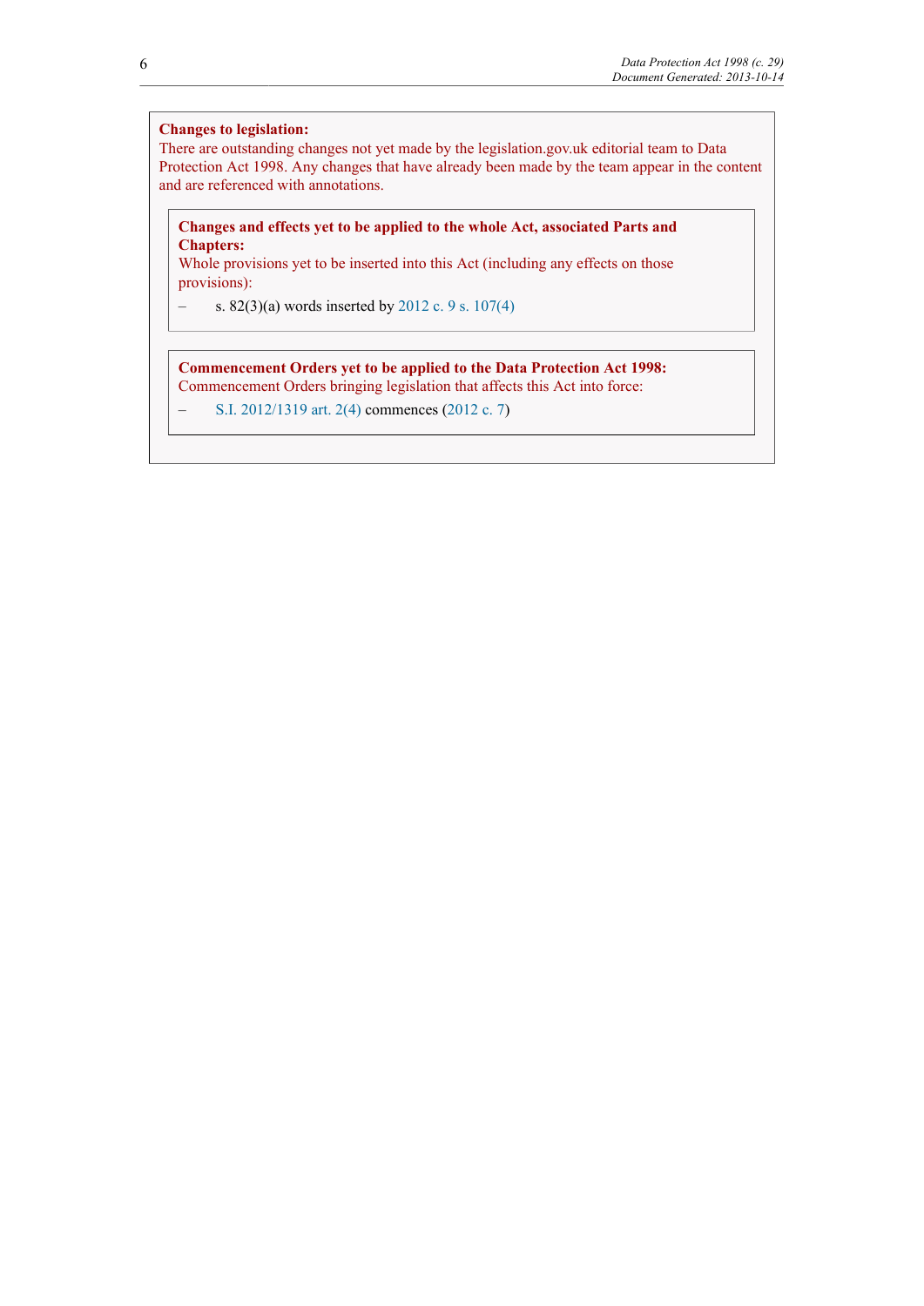**Changes to legislation:**
There are outstanding changes not yet made by the legislation.gov.uk editorial team to Data Protection Act 1998. Any changes that have already been made by the team appear in the content and are referenced with annotations.

**Changes and effects yet to be applied to the whole Act, associated Parts and Chapters:**
Whole provisions yet to be inserted into this Act (including any effects on those provisions):

– s. 82(3)(a) words inserted by 2012 c. 9 s. 107(4)

**Commencement Orders yet to be applied to the Data Protection Act 1998:**
Commencement Orders bringing legislation that affects this Act into force:

– S.I. 2012/1319 art. 2(4) commences (2012 c. 7)